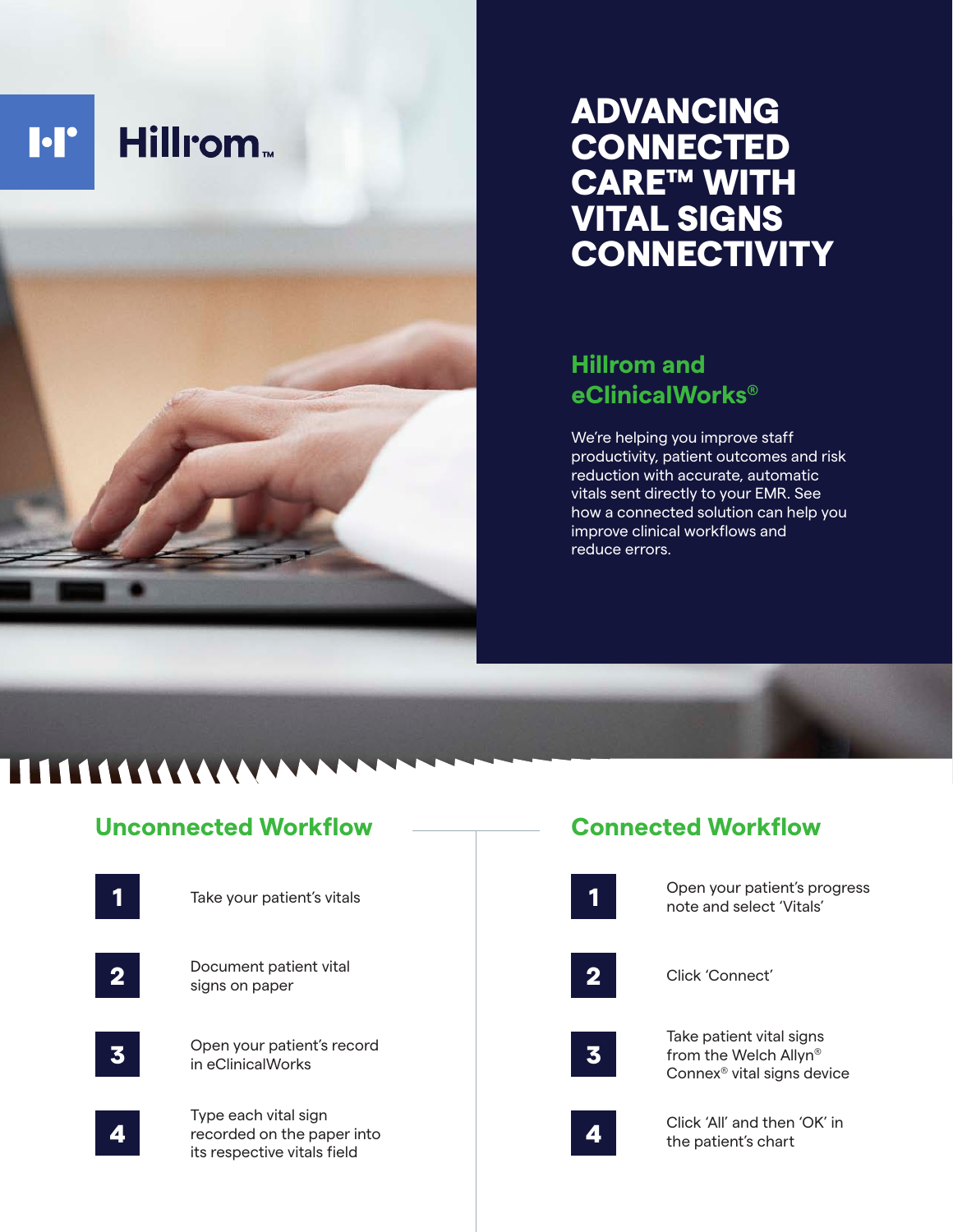Hillrom™

# ADVANCING CONNECTED CARE™ WITH VITAL SIGNS CONNECTIVITY

## Hillrom and eClinicalWorks®

We're helping you improve staff productivity, patient outcomes and risk reduction with accurate, automatic vitals sent directly to your EMR. See how a connected solution can help you improve clinical workflows and reduce errors.

## Unconnected Workflow

1. Take your patient's vitals
2. Document patient vital signs on paper
3. Open your patient's record in eClinicalWorks
4. Type each vital sign recorded on the paper into its respective vitals field

## Connected Workflow

1. Open your patient's progress note and select 'Vitals'
2. Click 'Connect'
3. Take patient vital signs from the Welch Allyn® Connex® vital signs device
4. Click 'All' and then 'OK' in the patient's chart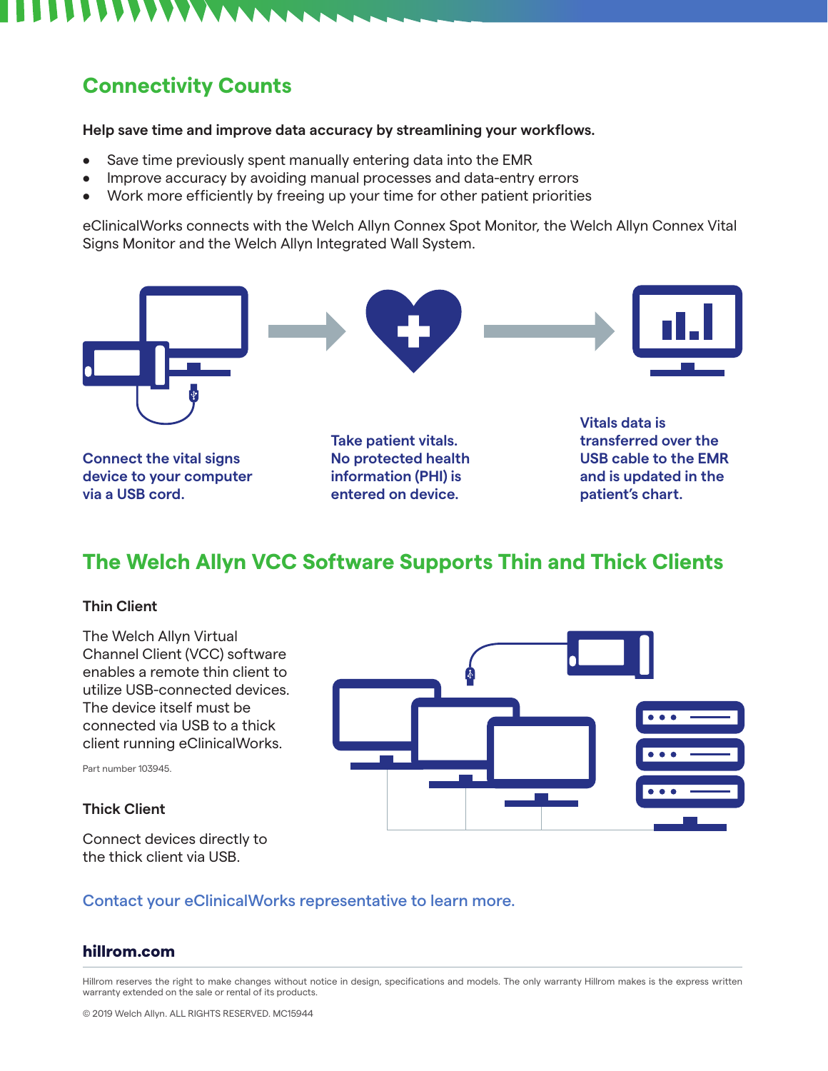## Connectivity Counts

**Help save time and improve data accuracy by streamlining your workflows.**

- Save time previously spent manually entering data into the EMR
- Improve accuracy by avoiding manual processes and data-entry errors
- Work more efficiently by freeing up your time for other patient priorities

eClinicalWorks connects with the Welch Allyn Connex Spot Monitor, the Welch Allyn Connex Vital Signs Monitor and the Welch Allyn Integrated Wall System.

**Connect the vital signs device to your computer via a USB cord.**

**Take patient vitals. No protected health information (PHI) is entered on device.**

**Vitals data is transferred over the USB cable to the EMR and is updated in the patient's chart.**

## The Welch Allyn VCC Software Supports Thin and Thick Clients

### Thin Client

The Welch Allyn Virtual Channel Client (VCC) software enables a remote thin client to utilize USB-connected devices. The device itself must be connected via USB to a thick client running eClinicalWorks.

Part number 103945.

### Thick Client

Connect devices directly to the thick client via USB.

Contact your eClinicalWorks representative to learn more.

**hillrom.com**

Hillrom reserves the right to make changes without notice in design, specifications and models. The only warranty Hillrom makes is the express written warranty extended on the sale or rental of its products.

© 2019 Welch Allyn. ALL RIGHTS RESERVED. MC15944